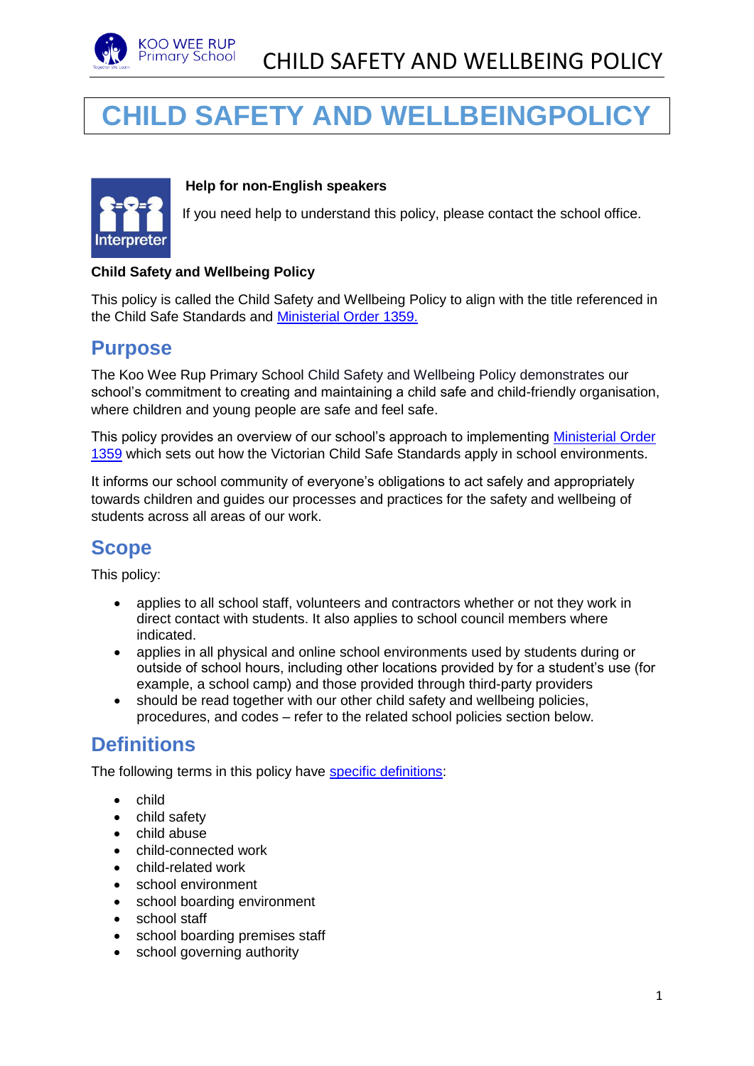# CHILD SAFETY AND WELLBEINGPOLICY

**Help for non-English speakers**

If you need help to understand this policy, please contact the school office.

**Child Safety and Wellbeing Policy**

This policy is called the Child Safety and Wellbeing Policy to align with the title referenced in the Child Safe Standards and [Ministerial Order 1359.]

## Purpose

The Koo Wee Rup Primary School Child Safety and Wellbeing Policy demonstrates our school's commitment to creating and maintaining a child safe and child-friendly organisation, where children and young people are safe and feel safe.

This policy provides an overview of our school's approach to implementing [Ministerial Order 1359] which sets out how the Victorian Child Safe Standards apply in school environments.

It informs our school community of everyone's obligations to act safely and appropriately towards children and guides our processes and practices for the safety and wellbeing of students across all areas of our work.

## Scope

This policy:

- applies to all school staff, volunteers and contractors whether or not they work in direct contact with students. It also applies to school council members where indicated.
- applies in all physical and online school environments used by students during or outside of school hours, including other locations provided by for a student's use (for example, a school camp) and those provided through third-party providers
- should be read together with our other child safety and wellbeing policies, procedures, and codes – refer to the related school policies section below.

## Definitions

The following terms in this policy have [specific definitions]:

- child
- child safety
- child abuse
- child-connected work
- child-related work
- school environment
- school boarding environment
- school staff
- school boarding premises staff
- school governing authority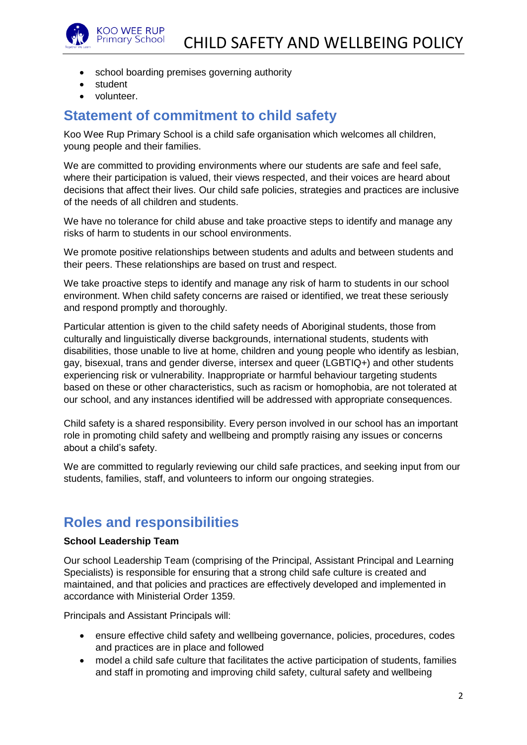- school boarding premises governing authority
- student
- volunteer.

## Statement of commitment to child safety

Koo Wee Rup Primary School is a child safe organisation which welcomes all children, young people and their families.

We are committed to providing environments where our students are safe and feel safe, where their participation is valued, their views respected, and their voices are heard about decisions that affect their lives. Our child safe policies, strategies and practices are inclusive of the needs of all children and students.

We have no tolerance for child abuse and take proactive steps to identify and manage any risks of harm to students in our school environments.

We promote positive relationships between students and adults and between students and their peers. These relationships are based on trust and respect.

We take proactive steps to identify and manage any risk of harm to students in our school environment. When child safety concerns are raised or identified, we treat these seriously and respond promptly and thoroughly.

Particular attention is given to the child safety needs of Aboriginal students, those from culturally and linguistically diverse backgrounds, international students, students with disabilities, those unable to live at home, children and young people who identify as lesbian, gay, bisexual, trans and gender diverse, intersex and queer (LGBTIQ+) and other students experiencing risk or vulnerability. Inappropriate or harmful behaviour targeting students based on these or other characteristics, such as racism or homophobia, are not tolerated at our school, and any instances identified will be addressed with appropriate consequences.

Child safety is a shared responsibility. Every person involved in our school has an important role in promoting child safety and wellbeing and promptly raising any issues or concerns about a child's safety.

We are committed to regularly reviewing our child safe practices, and seeking input from our students, families, staff, and volunteers to inform our ongoing strategies.

## Roles and responsibilities

**School Leadership Team**

Our school Leadership Team (comprising of the Principal, Assistant Principal and Learning Specialists) is responsible for ensuring that a strong child safe culture is created and maintained, and that policies and practices are effectively developed and implemented in accordance with Ministerial Order 1359.

Principals and Assistant Principals will:

- ensure effective child safety and wellbeing governance, policies, procedures, codes and practices are in place and followed
- model a child safe culture that facilitates the active participation of students, families and staff in promoting and improving child safety, cultural safety and wellbeing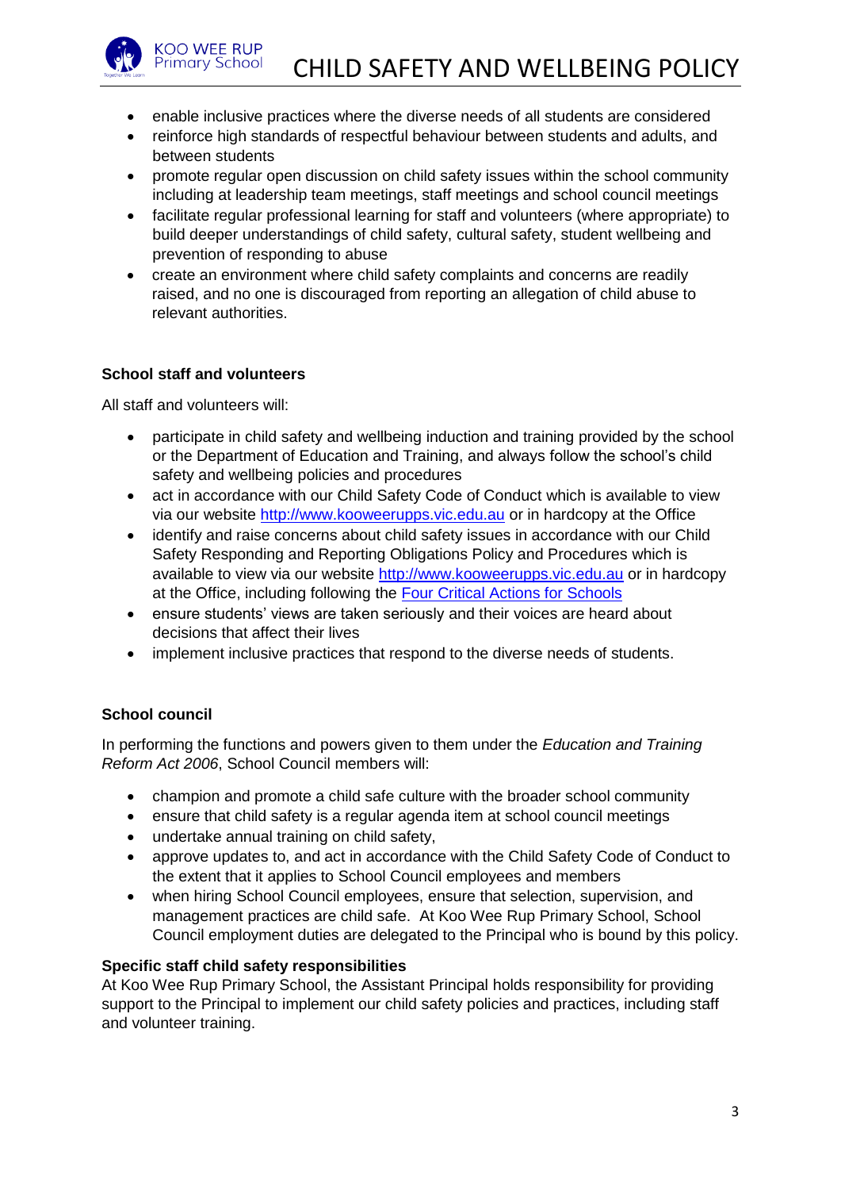- enable inclusive practices where the diverse needs of all students are considered
- reinforce high standards of respectful behaviour between students and adults, and between students
- promote regular open discussion on child safety issues within the school community including at leadership team meetings, staff meetings and school council meetings
- facilitate regular professional learning for staff and volunteers (where appropriate) to build deeper understandings of child safety, cultural safety, student wellbeing and prevention of responding to abuse
- create an environment where child safety complaints and concerns are readily raised, and no one is discouraged from reporting an allegation of child abuse to relevant authorities.

**School staff and volunteers**

All staff and volunteers will:

- participate in child safety and wellbeing induction and training provided by the school or the Department of Education and Training, and always follow the school's child safety and wellbeing policies and procedures
- act in accordance with our Child Safety Code of Conduct which is available to view via our website [http://www.kooweerupps.vic.edu.au](http://www.kooweerupps.vic.edu.au) or in hardcopy at the Office
- identify and raise concerns about child safety issues in accordance with our Child Safety Responding and Reporting Obligations Policy and Procedures which is available to view via our website [http://www.kooweerupps.vic.edu.au](http://www.kooweerupps.vic.edu.au) or in hardcopy at the Office, including following the Four Critical Actions for Schools
- ensure students' views are taken seriously and their voices are heard about decisions that affect their lives
- implement inclusive practices that respond to the diverse needs of students.

**School council**

In performing the functions and powers given to them under the *Education and Training Reform Act 2006*, School Council members will:

- champion and promote a child safe culture with the broader school community
- ensure that child safety is a regular agenda item at school council meetings
- undertake annual training on child safety,
- approve updates to, and act in accordance with the Child Safety Code of Conduct to the extent that it applies to School Council employees and members
- when hiring School Council employees, ensure that selection, supervision, and management practices are child safe. At Koo Wee Rup Primary School, School Council employment duties are delegated to the Principal who is bound by this policy.

**Specific staff child safety responsibilities**

At Koo Wee Rup Primary School, the Assistant Principal holds responsibility for providing support to the Principal to implement our child safety policies and practices, including staff and volunteer training.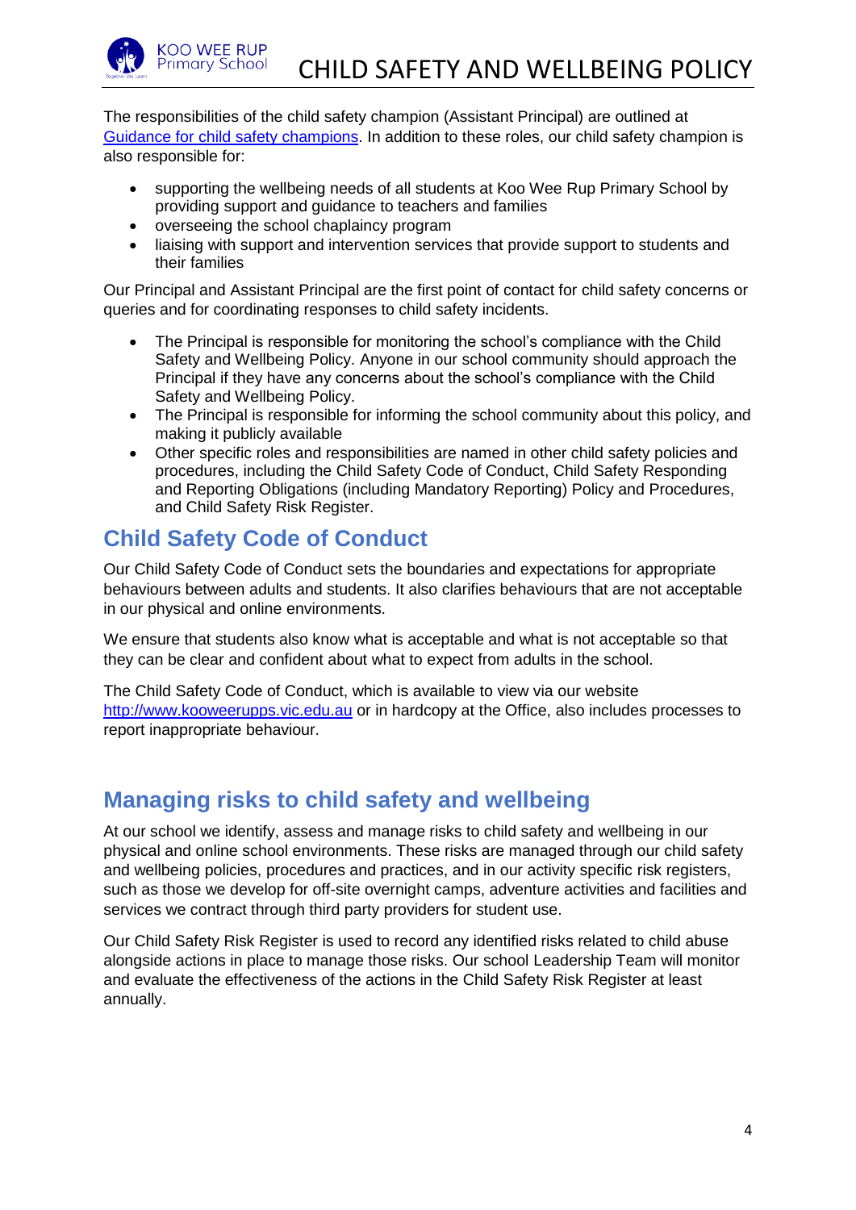The responsibilities of the child safety champion (Assistant Principal) are outlined at [Guidance for child safety champions](). In addition to these roles, our child safety champion is also responsible for:

- supporting the wellbeing needs of all students at Koo Wee Rup Primary School by providing support and guidance to teachers and families
- overseeing the school chaplaincy program
- liaising with support and intervention services that provide support to students and their families

Our Principal and Assistant Principal are the first point of contact for child safety concerns or queries and for coordinating responses to child safety incidents.

- The Principal is responsible for monitoring the school's compliance with the Child Safety and Wellbeing Policy. Anyone in our school community should approach the Principal if they have any concerns about the school's compliance with the Child Safety and Wellbeing Policy.
- The Principal is responsible for informing the school community about this policy, and making it publicly available
- Other specific roles and responsibilities are named in other child safety policies and procedures, including the Child Safety Code of Conduct, Child Safety Responding and Reporting Obligations (including Mandatory Reporting) Policy and Procedures, and Child Safety Risk Register.

## Child Safety Code of Conduct

Our Child Safety Code of Conduct sets the boundaries and expectations for appropriate behaviours between adults and students. It also clarifies behaviours that are not acceptable in our physical and online environments.

We ensure that students also know what is acceptable and what is not acceptable so that they can be clear and confident about what to expect from adults in the school.

The Child Safety Code of Conduct, which is available to view via our website [http://www.kooweerupps.vic.edu.au](http://www.kooweerupps.vic.edu.au) or in hardcopy at the Office, also includes processes to report inappropriate behaviour.

## Managing risks to child safety and wellbeing

At our school we identify, assess and manage risks to child safety and wellbeing in our physical and online school environments. These risks are managed through our child safety and wellbeing policies, procedures and practices, and in our activity specific risk registers, such as those we develop for off-site overnight camps, adventure activities and facilities and services we contract through third party providers for student use.

Our Child Safety Risk Register is used to record any identified risks related to child abuse alongside actions in place to manage those risks. Our school Leadership Team will monitor and evaluate the effectiveness of the actions in the Child Safety Risk Register at least annually.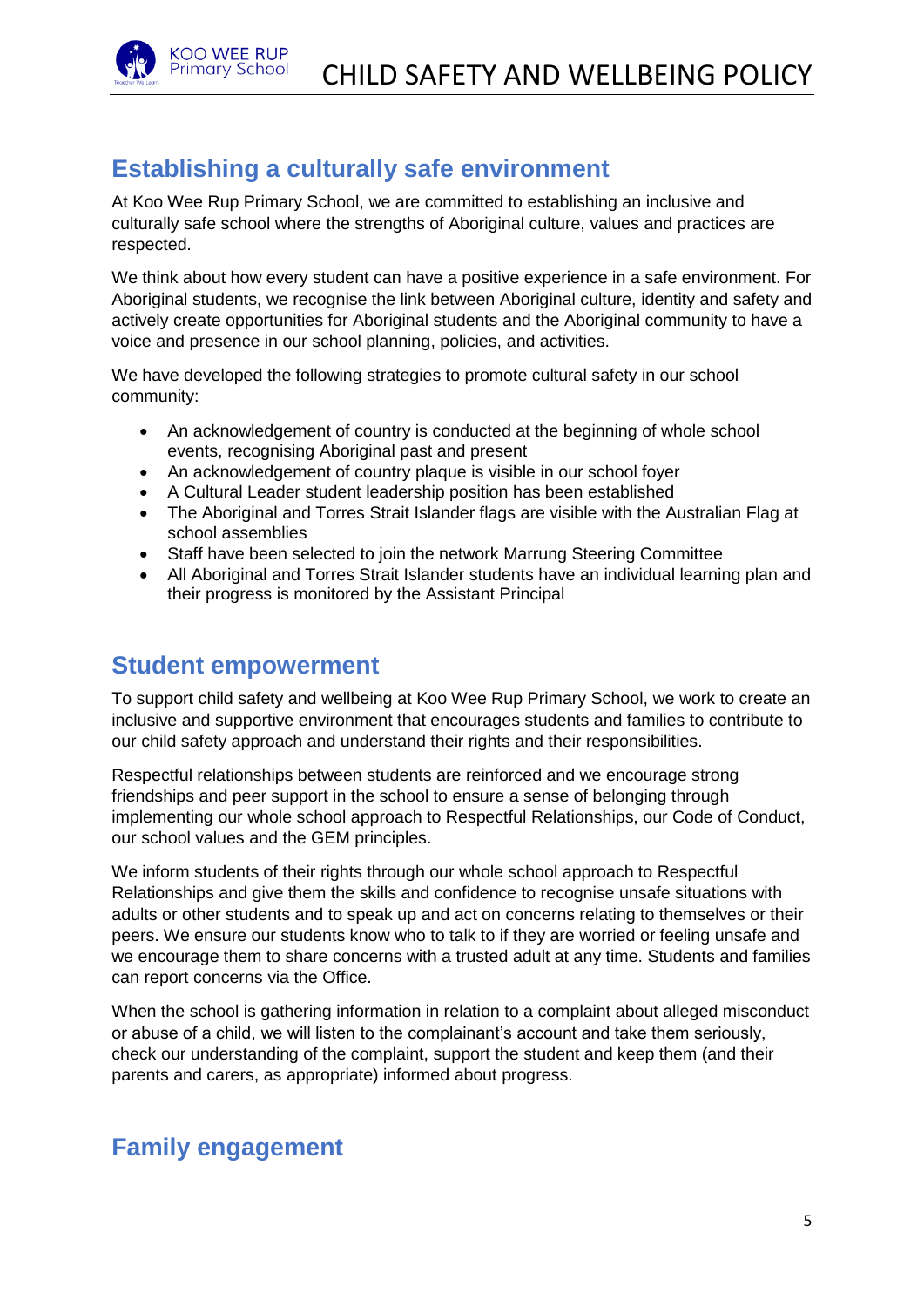## Establishing a culturally safe environment

At Koo Wee Rup Primary School, we are committed to establishing an inclusive and culturally safe school where the strengths of Aboriginal culture, values and practices are respected.

We think about how every student can have a positive experience in a safe environment. For Aboriginal students, we recognise the link between Aboriginal culture, identity and safety and actively create opportunities for Aboriginal students and the Aboriginal community to have a voice and presence in our school planning, policies, and activities.

We have developed the following strategies to promote cultural safety in our school community:

- An acknowledgement of country is conducted at the beginning of whole school events, recognising Aboriginal past and present
- An acknowledgement of country plaque is visible in our school foyer
- A Cultural Leader student leadership position has been established
- The Aboriginal and Torres Strait Islander flags are visible with the Australian Flag at school assemblies
- Staff have been selected to join the network Marrung Steering Committee
- All Aboriginal and Torres Strait Islander students have an individual learning plan and their progress is monitored by the Assistant Principal

## Student empowerment

To support child safety and wellbeing at Koo Wee Rup Primary School, we work to create an inclusive and supportive environment that encourages students and families to contribute to our child safety approach and understand their rights and their responsibilities.

Respectful relationships between students are reinforced and we encourage strong friendships and peer support in the school to ensure a sense of belonging through implementing our whole school approach to Respectful Relationships, our Code of Conduct, our school values and the GEM principles.

We inform students of their rights through our whole school approach to Respectful Relationships and give them the skills and confidence to recognise unsafe situations with adults or other students and to speak up and act on concerns relating to themselves or their peers. We ensure our students know who to talk to if they are worried or feeling unsafe and we encourage them to share concerns with a trusted adult at any time. Students and families can report concerns via the Office.

When the school is gathering information in relation to a complaint about alleged misconduct or abuse of a child, we will listen to the complainant's account and take them seriously, check our understanding of the complaint, support the student and keep them (and their parents and carers, as appropriate) informed about progress.

## Family engagement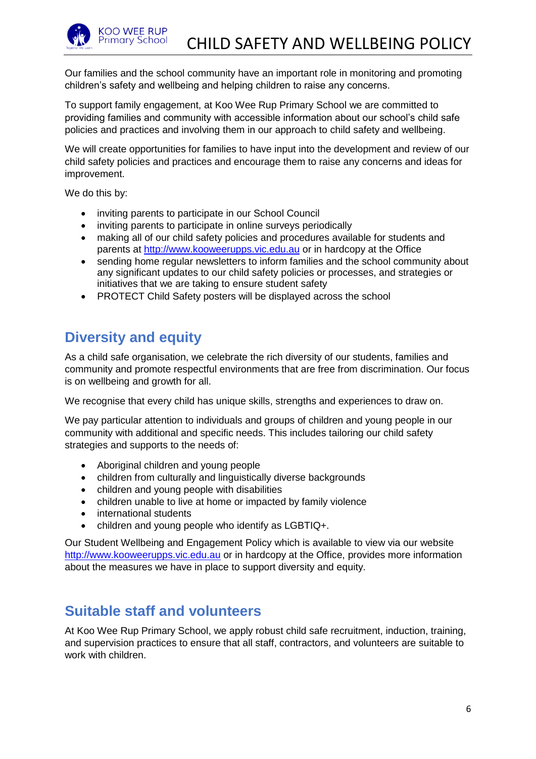Our families and the school community have an important role in monitoring and promoting children's safety and wellbeing and helping children to raise any concerns.

To support family engagement, at Koo Wee Rup Primary School we are committed to providing families and community with accessible information about our school's child safe policies and practices and involving them in our approach to child safety and wellbeing.

We will create opportunities for families to have input into the development and review of our child safety policies and practices and encourage them to raise any concerns and ideas for improvement.

We do this by:

- inviting parents to participate in our School Council
- inviting parents to participate in online surveys periodically
- making all of our child safety policies and procedures available for students and parents at [http://www.kooweerupps.vic.edu.au](http://www.kooweerupps.vic.edu.au) or in hardcopy at the Office
- sending home regular newsletters to inform families and the school community about any significant updates to our child safety policies or processes, and strategies or initiatives that we are taking to ensure student safety
- PROTECT Child Safety posters will be displayed across the school

## Diversity and equity

As a child safe organisation, we celebrate the rich diversity of our students, families and community and promote respectful environments that are free from discrimination. Our focus is on wellbeing and growth for all.

We recognise that every child has unique skills, strengths and experiences to draw on.

We pay particular attention to individuals and groups of children and young people in our community with additional and specific needs. This includes tailoring our child safety strategies and supports to the needs of:

- Aboriginal children and young people
- children from culturally and linguistically diverse backgrounds
- children and young people with disabilities
- children unable to live at home or impacted by family violence
- international students
- children and young people who identify as LGBTIQ+.

Our Student Wellbeing and Engagement Policy which is available to view via our website [http://www.kooweerupps.vic.edu.au](http://www.kooweerupps.vic.edu.au) or in hardcopy at the Office, provides more information about the measures we have in place to support diversity and equity.

## Suitable staff and volunteers

At Koo Wee Rup Primary School, we apply robust child safe recruitment, induction, training, and supervision practices to ensure that all staff, contractors, and volunteers are suitable to work with children.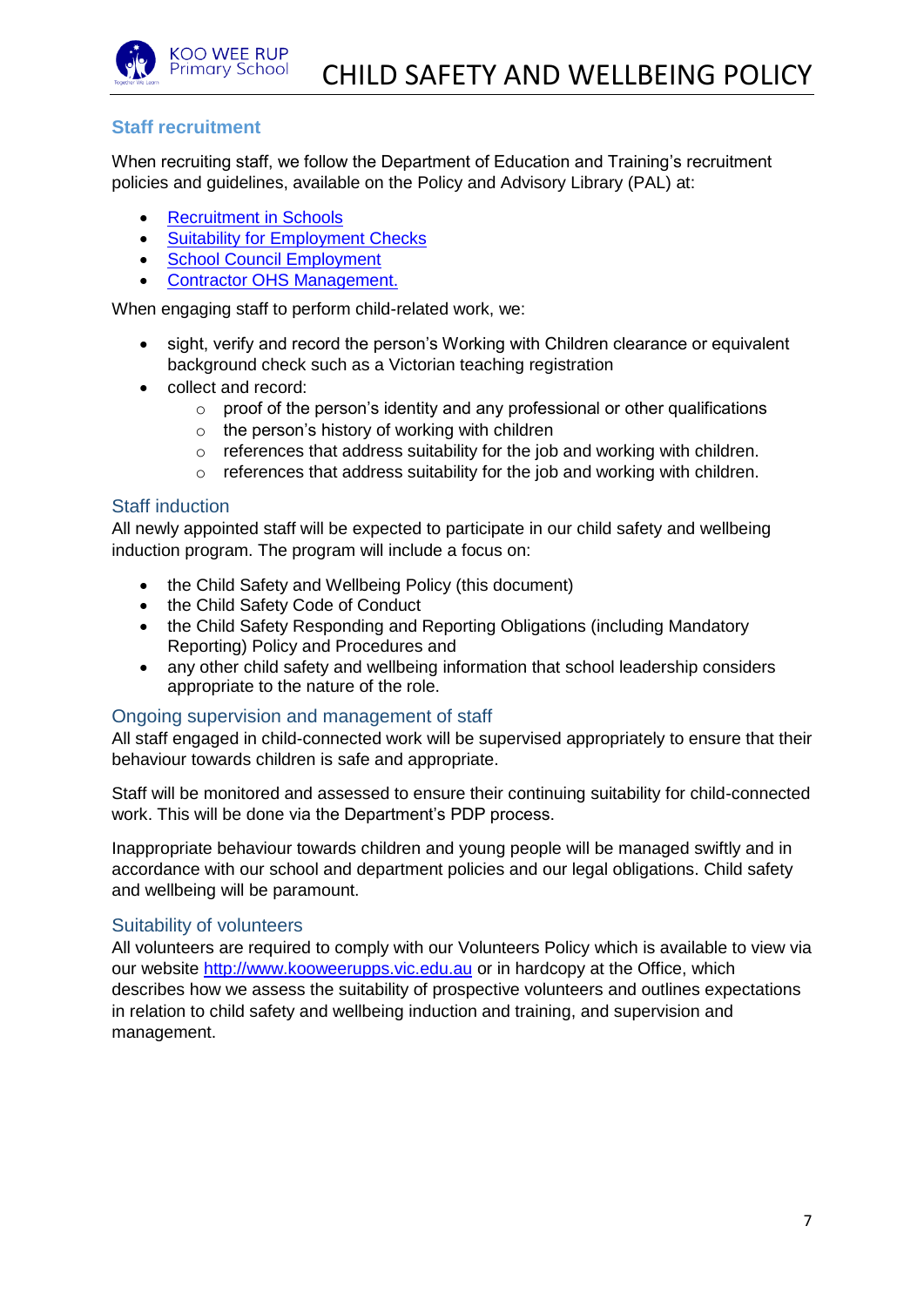## Staff recruitment

When recruiting staff, we follow the Department of Education and Training's recruitment policies and guidelines, available on the Policy and Advisory Library (PAL) at:

- Recruitment in Schools
- Suitability for Employment Checks
- School Council Employment
- Contractor OHS Management.

When engaging staff to perform child-related work, we:

- sight, verify and record the person's Working with Children clearance or equivalent background check such as a Victorian teaching registration
- collect and record:
  - proof of the person's identity and any professional or other qualifications
  - the person's history of working with children
  - references that address suitability for the job and working with children.
  - references that address suitability for the job and working with children.

## Staff induction

All newly appointed staff will be expected to participate in our child safety and wellbeing induction program. The program will include a focus on:

- the Child Safety and Wellbeing Policy (this document)
- the Child Safety Code of Conduct
- the Child Safety Responding and Reporting Obligations (including Mandatory Reporting) Policy and Procedures and
- any other child safety and wellbeing information that school leadership considers appropriate to the nature of the role.

## Ongoing supervision and management of staff

All staff engaged in child-connected work will be supervised appropriately to ensure that their behaviour towards children is safe and appropriate.

Staff will be monitored and assessed to ensure their continuing suitability for child-connected work. This will be done via the Department's PDP process.

Inappropriate behaviour towards children and young people will be managed swiftly and in accordance with our school and department policies and our legal obligations. Child safety and wellbeing will be paramount.

## Suitability of volunteers

All volunteers are required to comply with our Volunteers Policy which is available to view via our website http://www.kooweerupps.vic.edu.au or in hardcopy at the Office, which describes how we assess the suitability of prospective volunteers and outlines expectations in relation to child safety and wellbeing induction and training, and supervision and management.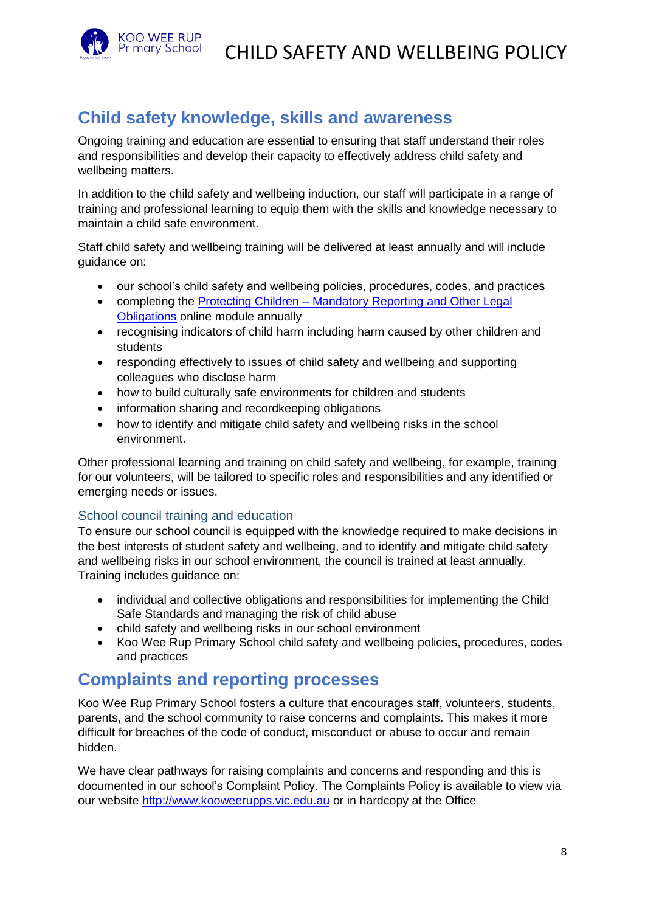## Child safety knowledge, skills and awareness

Ongoing training and education are essential to ensuring that staff understand their roles and responsibilities and develop their capacity to effectively address child safety and wellbeing matters.

In addition to the child safety and wellbeing induction, our staff will participate in a range of training and professional learning to equip them with the skills and knowledge necessary to maintain a child safe environment.

Staff child safety and wellbeing training will be delivered at least annually and will include guidance on:

- our school's child safety and wellbeing policies, procedures, codes, and practices
- completing the Protecting Children – Mandatory Reporting and Other Legal Obligations online module annually
- recognising indicators of child harm including harm caused by other children and students
- responding effectively to issues of child safety and wellbeing and supporting colleagues who disclose harm
- how to build culturally safe environments for children and students
- information sharing and recordkeeping obligations
- how to identify and mitigate child safety and wellbeing risks in the school environment.

Other professional learning and training on child safety and wellbeing, for example, training for our volunteers, will be tailored to specific roles and responsibilities and any identified or emerging needs or issues.

### School council training and education

To ensure our school council is equipped with the knowledge required to make decisions in the best interests of student safety and wellbeing, and to identify and mitigate child safety and wellbeing risks in our school environment, the council is trained at least annually. Training includes guidance on:

- individual and collective obligations and responsibilities for implementing the Child Safe Standards and managing the risk of child abuse
- child safety and wellbeing risks in our school environment
- Koo Wee Rup Primary School child safety and wellbeing policies, procedures, codes and practices

## Complaints and reporting processes

Koo Wee Rup Primary School fosters a culture that encourages staff, volunteers, students, parents, and the school community to raise concerns and complaints. This makes it more difficult for breaches of the code of conduct, misconduct or abuse to occur and remain hidden.

We have clear pathways for raising complaints and concerns and responding and this is documented in our school's Complaint Policy. The Complaints Policy is available to view via our website http://www.kooweerupps.vic.edu.au or in hardcopy at the Office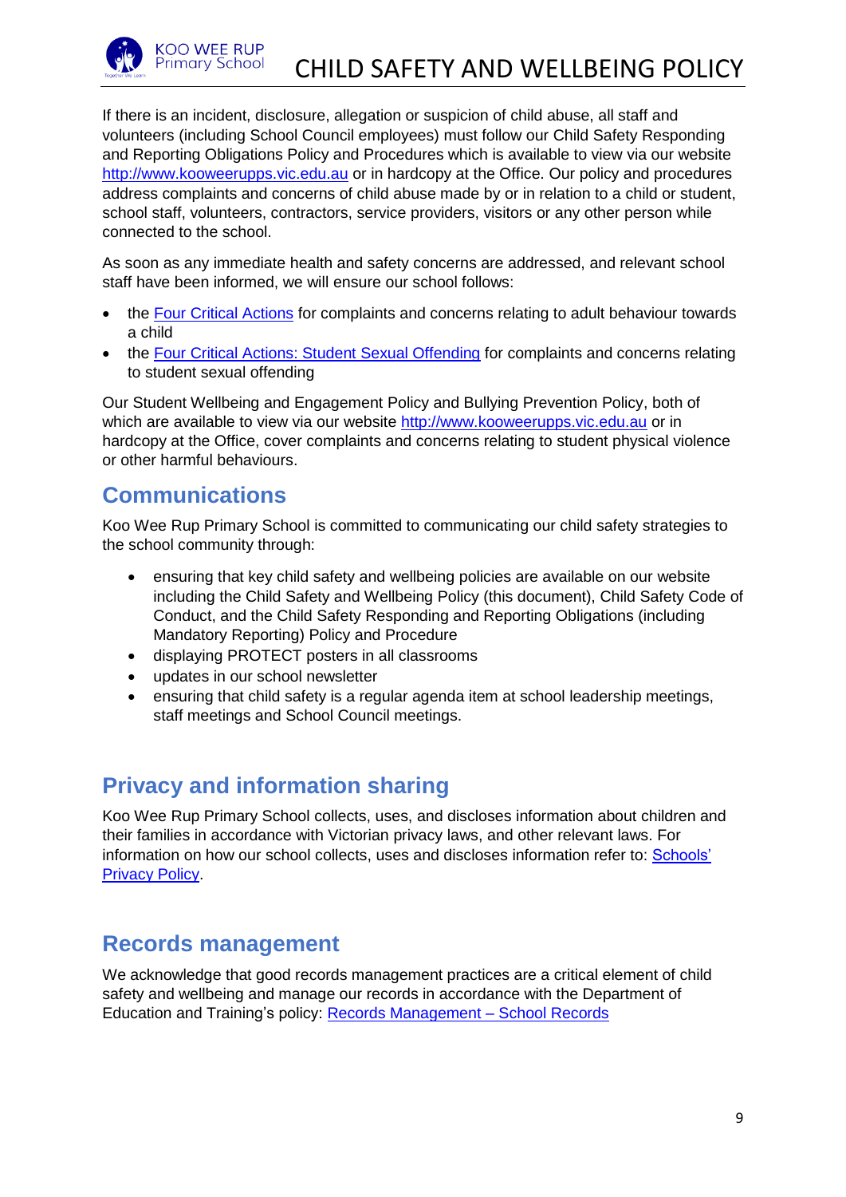If there is an incident, disclosure, allegation or suspicion of child abuse, all staff and volunteers (including School Council employees) must follow our Child Safety Responding and Reporting Obligations Policy and Procedures which is available to view via our website [http://www.kooweerupps.vic.edu.au](http://www.kooweerupps.vic.edu.au) or in hardcopy at the Office. Our policy and procedures address complaints and concerns of child abuse made by or in relation to a child or student, school staff, volunteers, contractors, service providers, visitors or any other person while connected to the school.

As soon as any immediate health and safety concerns are addressed, and relevant school staff have been informed, we will ensure our school follows:

- the [Four Critical Actions]() for complaints and concerns relating to adult behaviour towards a child
- the [Four Critical Actions: Student Sexual Offending]() for complaints and concerns relating to student sexual offending

Our Student Wellbeing and Engagement Policy and Bullying Prevention Policy, both of which are available to view via our website [http://www.kooweerupps.vic.edu.au](http://www.kooweerupps.vic.edu.au) or in hardcopy at the Office, cover complaints and concerns relating to student physical violence or other harmful behaviours.

## Communications

Koo Wee Rup Primary School is committed to communicating our child safety strategies to the school community through:

- ensuring that key child safety and wellbeing policies are available on our website including the Child Safety and Wellbeing Policy (this document), Child Safety Code of Conduct, and the Child Safety Responding and Reporting Obligations (including Mandatory Reporting) Policy and Procedure
- displaying PROTECT posters in all classrooms
- updates in our school newsletter
- ensuring that child safety is a regular agenda item at school leadership meetings, staff meetings and School Council meetings.

## Privacy and information sharing

Koo Wee Rup Primary School collects, uses, and discloses information about children and their families in accordance with Victorian privacy laws, and other relevant laws. For information on how our school collects, uses and discloses information refer to: [Schools' Privacy Policy]().

## Records management

We acknowledge that good records management practices are a critical element of child safety and wellbeing and manage our records in accordance with the Department of Education and Training's policy: [Records Management – School Records]()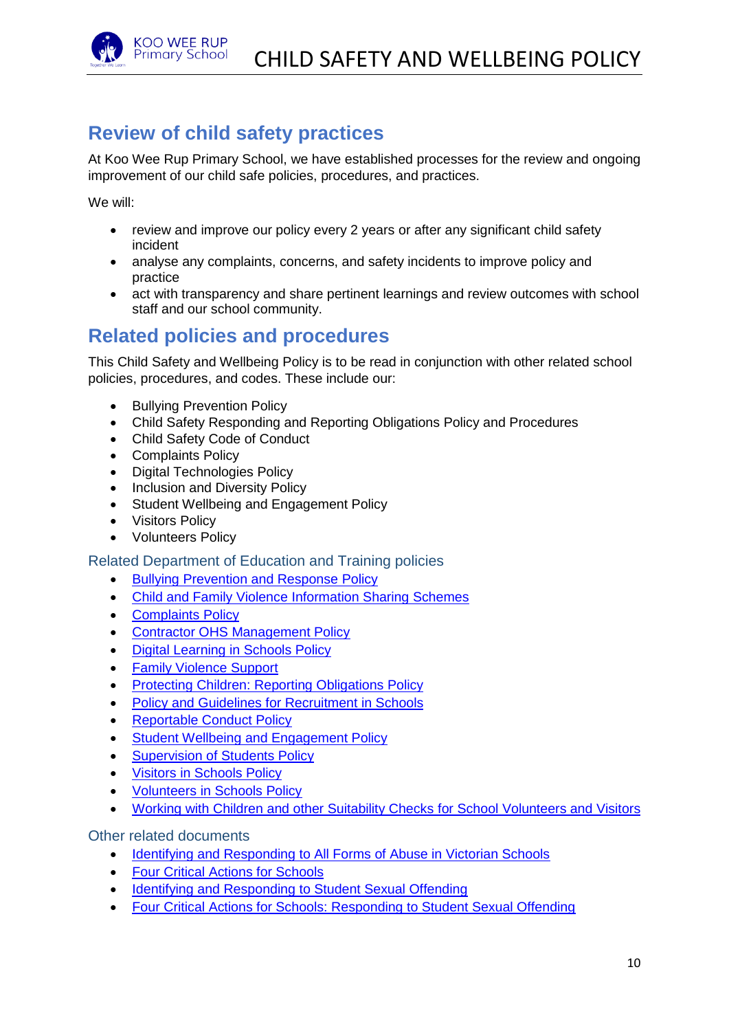## Review of child safety practices

At Koo Wee Rup Primary School, we have established processes for the review and ongoing improvement of our child safe policies, procedures, and practices.

We will:

- review and improve our policy every 2 years or after any significant child safety incident
- analyse any complaints, concerns, and safety incidents to improve policy and practice
- act with transparency and share pertinent learnings and review outcomes with school staff and our school community.

## Related policies and procedures

This Child Safety and Wellbeing Policy is to be read in conjunction with other related school policies, procedures, and codes. These include our:

- Bullying Prevention Policy
- Child Safety Responding and Reporting Obligations Policy and Procedures
- Child Safety Code of Conduct
- Complaints Policy
- Digital Technologies Policy
- Inclusion and Diversity Policy
- Student Wellbeing and Engagement Policy
- Visitors Policy
- Volunteers Policy

### Related Department of Education and Training policies

- Bullying Prevention and Response Policy
- Child and Family Violence Information Sharing Schemes
- Complaints Policy
- Contractor OHS Management Policy
- Digital Learning in Schools Policy
- Family Violence Support
- Protecting Children: Reporting Obligations Policy
- Policy and Guidelines for Recruitment in Schools
- Reportable Conduct Policy
- Student Wellbeing and Engagement Policy
- Supervision of Students Policy
- Visitors in Schools Policy
- Volunteers in Schools Policy
- Working with Children and other Suitability Checks for School Volunteers and Visitors

### Other related documents

- Identifying and Responding to All Forms of Abuse in Victorian Schools
- Four Critical Actions for Schools
- Identifying and Responding to Student Sexual Offending
- Four Critical Actions for Schools: Responding to Student Sexual Offending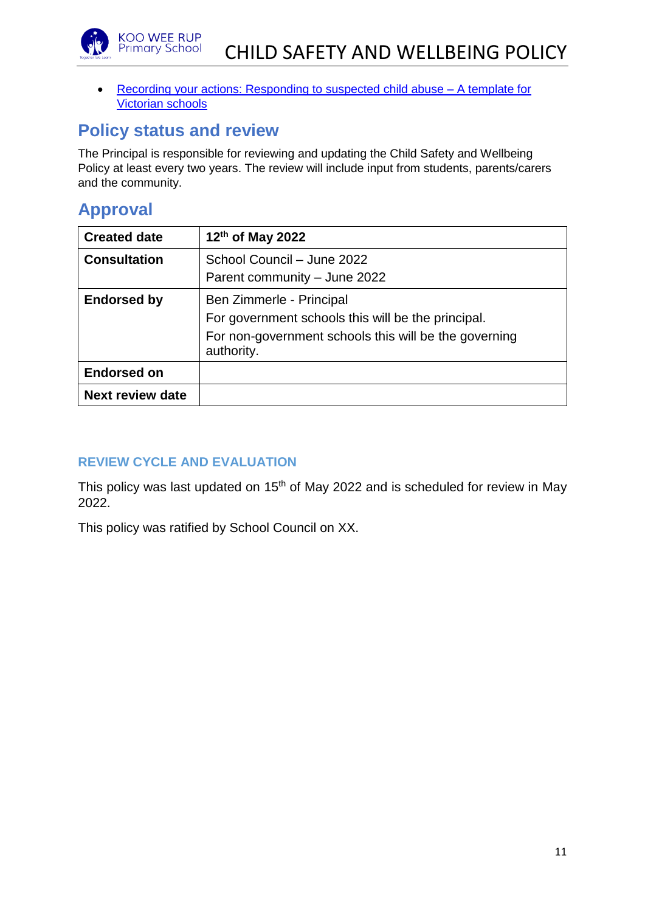- [Recording your actions: Responding to suspected child abuse – A template for Victorian schools]()

## Policy status and review

The Principal is responsible for reviewing and updating the Child Safety and Wellbeing Policy at least every two years. The review will include input from students, parents/carers and the community.

## Approval

| | |
|---|---|
| **Created date** | **12th of May 2022** |
| **Consultation** | School Council – June 2022<br>Parent community – June 2022 |
| **Endorsed by** | Ben Zimmerle - Principal<br>For government schools this will be the principal.<br>For non-government schools this will be the governing authority. |
| **Endorsed on** | |
| **Next review date** | |

### REVIEW CYCLE AND EVALUATION

This policy was last updated on 15th of May 2022 and is scheduled for review in May 2022.

This policy was ratified by School Council on XX.